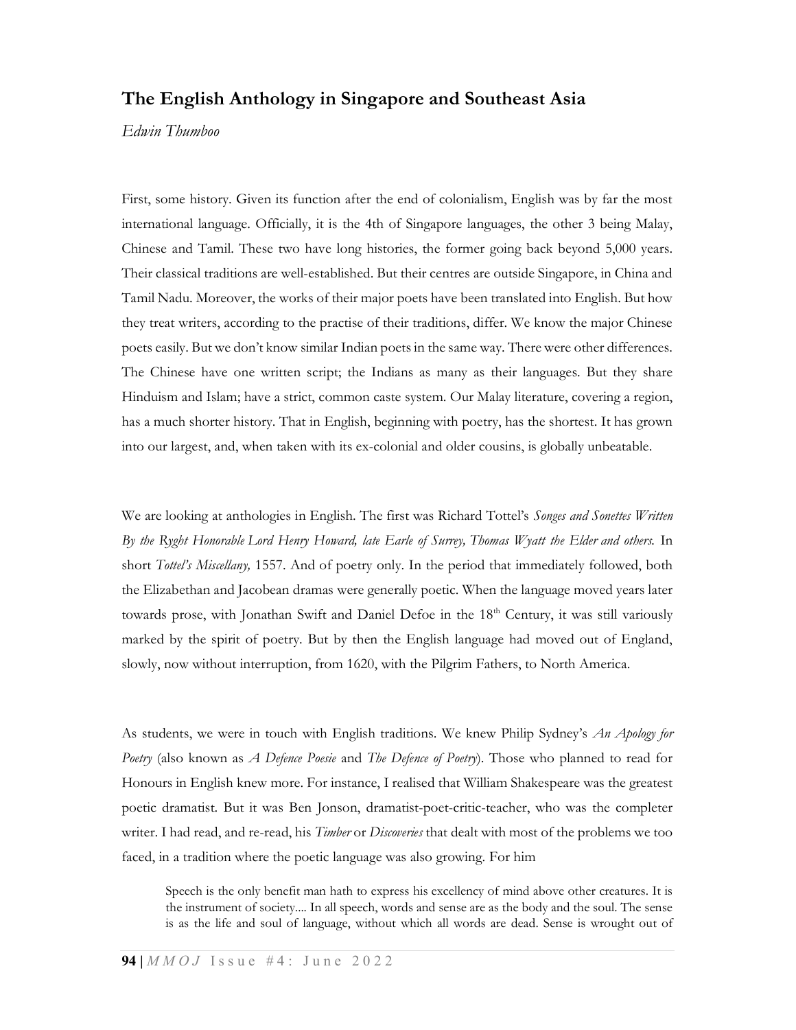# The English Anthology in Singapore and Southeast Asia

*Edwin Thumboo*

First, some history. Given its function after the end of colonialism, English was by far the most international language. Officially, it is the 4th of Singapore languages, the other 3 being Malay, Chinese and Tamil. These two have long histories, the former going back beyond 5,000 years. Their classical traditions are well-established. But their centres are outside Singapore, in China and Tamil Nadu. Moreover, the works of their major poets have been translated into English. But how they treat writers, according to the practise of their traditions, differ. We know the major Chinese poets easily. But we don't know similar Indian poets in the same way. There were other differences. The Chinese have one written script; the Indians as many as their languages. But they share Hinduism and Islam; have a strict, common caste system. Our Malay literature, covering a region, has a much shorter history. That in English, beginning with poetry, has the shortest. It has grown into our largest, and, when taken with its ex-colonial and older cousins, is globally unbeatable.

We are looking at anthologies in English. The first was Richard Tottel's *Songes and Sonettes Written By the Ryght Honorable Lord Henry Howard, late Earle of Surrey, Thomas Wyatt the Elder and others.* In short *Tottel's Miscellany,* 1557. And of poetry only. In the period that immediately followed, both the Elizabethan and Jacobean dramas were generally poetic. When the language moved years later towards prose, with Jonathan Swift and Daniel Defoe in the 18th Century, it was still variously marked by the spirit of poetry. But by then the English language had moved out of England, slowly, now without interruption, from 1620, with the Pilgrim Fathers, to North America.

As students, we were in touch with English traditions. We knew Philip Sydney's *An Apology for Poetry* (also known as *A Defence Poesie* and *The Defence of Poetry*). Those who planned to read for Honours in English knew more. For instance, I realised that William Shakespeare was the greatest poetic dramatist. But it was Ben Jonson, dramatist-poet-critic-teacher, who was the completer writer. I had read, and re-read, his *Timber* or *Discoveries* that dealt with most of the problems we too faced, in a tradition where the poetic language was also growing. For him

> Speech is the only benefit man hath to express his excellency of mind above other creatures. It is the instrument of society.... In all speech, words and sense are as the body and the soul. The sense is as the life and soul of language, without which all words are dead. Sense is wrought out of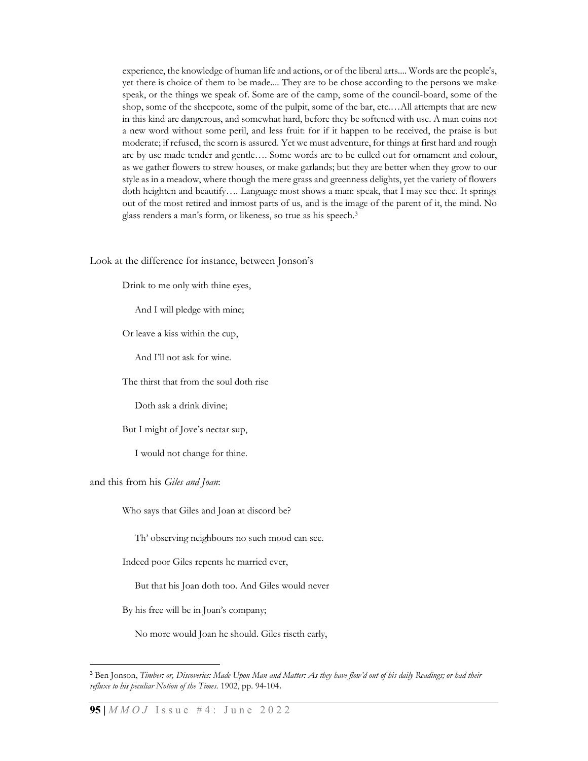> experience, the knowledge of human life and actions, or of the liberal arts.... Words are the people's, yet there is choice of them to be made.... They are to be chose according to the persons we make speak, or the things we speak of. Some are of the camp, some of the council-board, some of the shop, some of the sheepcote, some of the pulpit, some of the bar, etc.…All attempts that are new in this kind are dangerous, and somewhat hard, before they be softened with use. A man coins not a new word without some peril, and less fruit: for if it happen to be received, the praise is but moderate; if refused, the scorn is assured. Yet we must adventure, for things at first hard and rough are by use made tender and gentle…. Some words are to be culled out for ornament and colour, as we gather flowers to strew houses, or make garlands; but they are better when they grow to our style as in a meadow, where though the mere grass and greenness delights, yet the variety of flowers doth heighten and beautify…. Language most shows a man: speak, that I may see thee. It springs out of the most retired and inmost parts of us, and is the image of the parent of it, the mind. No glass renders a man's form, or likeness, so true as his speech.[3]

Look at the difference for instance, between Jonson's

> Drink to me only with thine eyes,
>
> And I will pledge with mine;
>
> Or leave a kiss within the cup,
>
> And I'll not ask for wine.
>
> The thirst that from the soul doth rise
>
> Doth ask a drink divine;
>
> But I might of Jove's nectar sup,
>
> I would not change for thine.

and this from his *Giles and Joan*:

> Who says that Giles and Joan at discord be?
>
> Th' observing neighbours no such mood can see.
>
> Indeed poor Giles repents he married ever,
>
> But that his Joan doth too. And Giles would never
>
> By his free will be in Joan's company;
>
> No more would Joan he should. Giles riseth early,

---

[3] Ben Jonson, *Timber: or, Discoveries: Made Upon Man and Matter: As they have flow'd out of his daily Readings; or had their refluxe to his peculiar Notion of the Times*. 1902, pp. 94-104.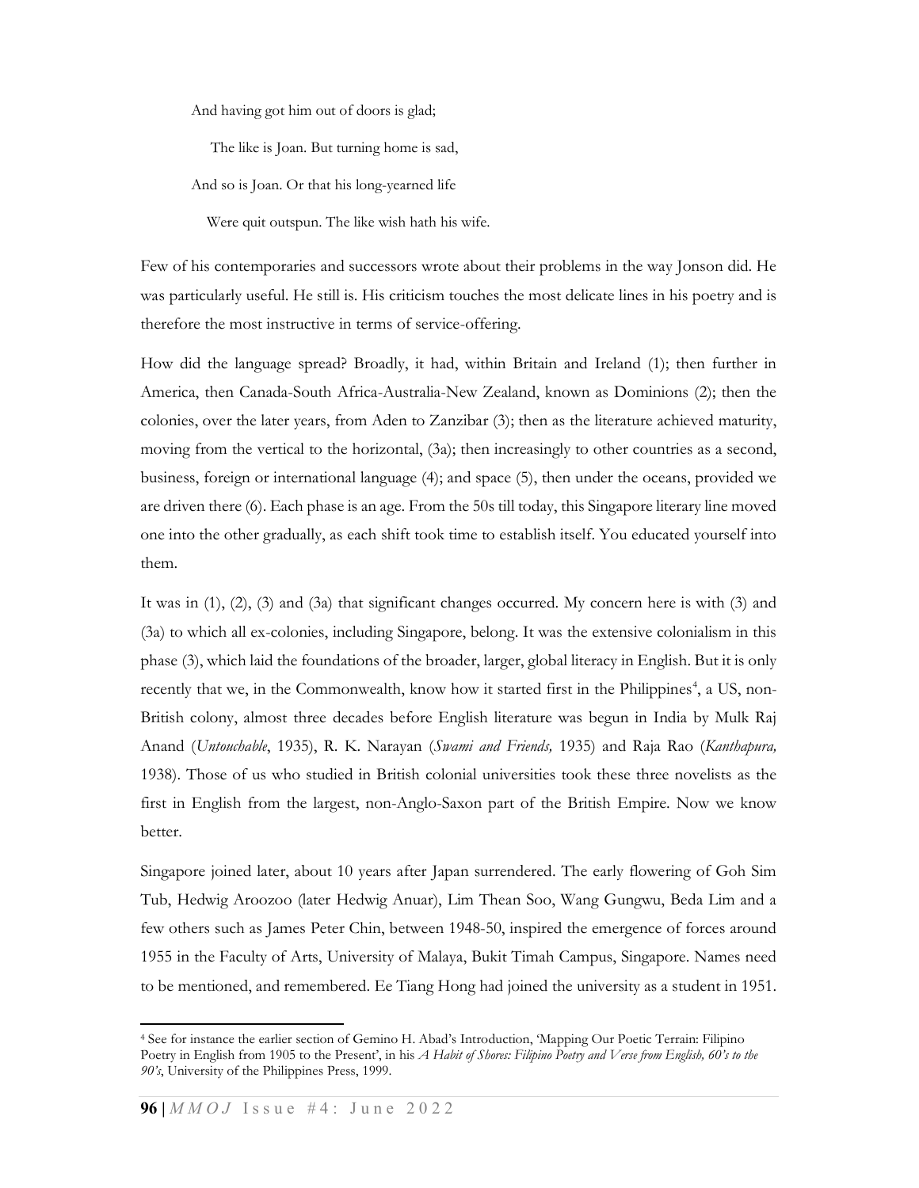> And having got him out of doors is glad;
>
>   The like is Joan. But turning home is sad,
>
> And so is Joan. Or that his long-yearned life
>
>   Were quit outspun. The like wish hath his wife.

Few of his contemporaries and successors wrote about their problems in the way Jonson did. He was particularly useful. He still is. His criticism touches the most delicate lines in his poetry and is therefore the most instructive in terms of service-offering.

How did the language spread? Broadly, it had, within Britain and Ireland (1); then further in America, then Canada-South Africa-Australia-New Zealand, known as Dominions (2); then the colonies, over the later years, from Aden to Zanzibar (3); then as the literature achieved maturity, moving from the vertical to the horizontal, (3a); then increasingly to other countries as a second, business, foreign or international language (4); and space (5), then under the oceans, provided we are driven there (6). Each phase is an age. From the 50s till today, this Singapore literary line moved one into the other gradually, as each shift took time to establish itself. You educated yourself into them.

It was in (1), (2), (3) and (3a) that significant changes occurred. My concern here is with (3) and (3a) to which all ex-colonies, including Singapore, belong. It was the extensive colonialism in this phase (3), which laid the foundations of the broader, larger, global literacy in English. But it is only recently that we, in the Commonwealth, know how it started first in the Philippines[4], a US, non-British colony, almost three decades before English literature was begun in India by Mulk Raj Anand (*Untouchable*, 1935), R. K. Narayan (*Swami and Friends,* 1935) and Raja Rao (*Kanthapura,* 1938). Those of us who studied in British colonial universities took these three novelists as the first in English from the largest, non-Anglo-Saxon part of the British Empire. Now we know better.

Singapore joined later, about 10 years after Japan surrendered. The early flowering of Goh Sim Tub, Hedwig Aroozoo (later Hedwig Anuar), Lim Thean Soo, Wang Gungwu, Beda Lim and a few others such as James Peter Chin, between 1948-50, inspired the emergence of forces around 1955 in the Faculty of Arts, University of Malaya, Bukit Timah Campus, Singapore. Names need to be mentioned, and remembered. Ee Tiang Hong had joined the university as a student in 1951.

---

[4] See for instance the earlier section of Gemino H. Abad's Introduction, 'Mapping Our Poetic Terrain: Filipino Poetry in English from 1905 to the Present', in his *A Habit of Shores: Filipino Poetry and Verse from English, 60's to the 90's*, University of the Philippines Press, 1999.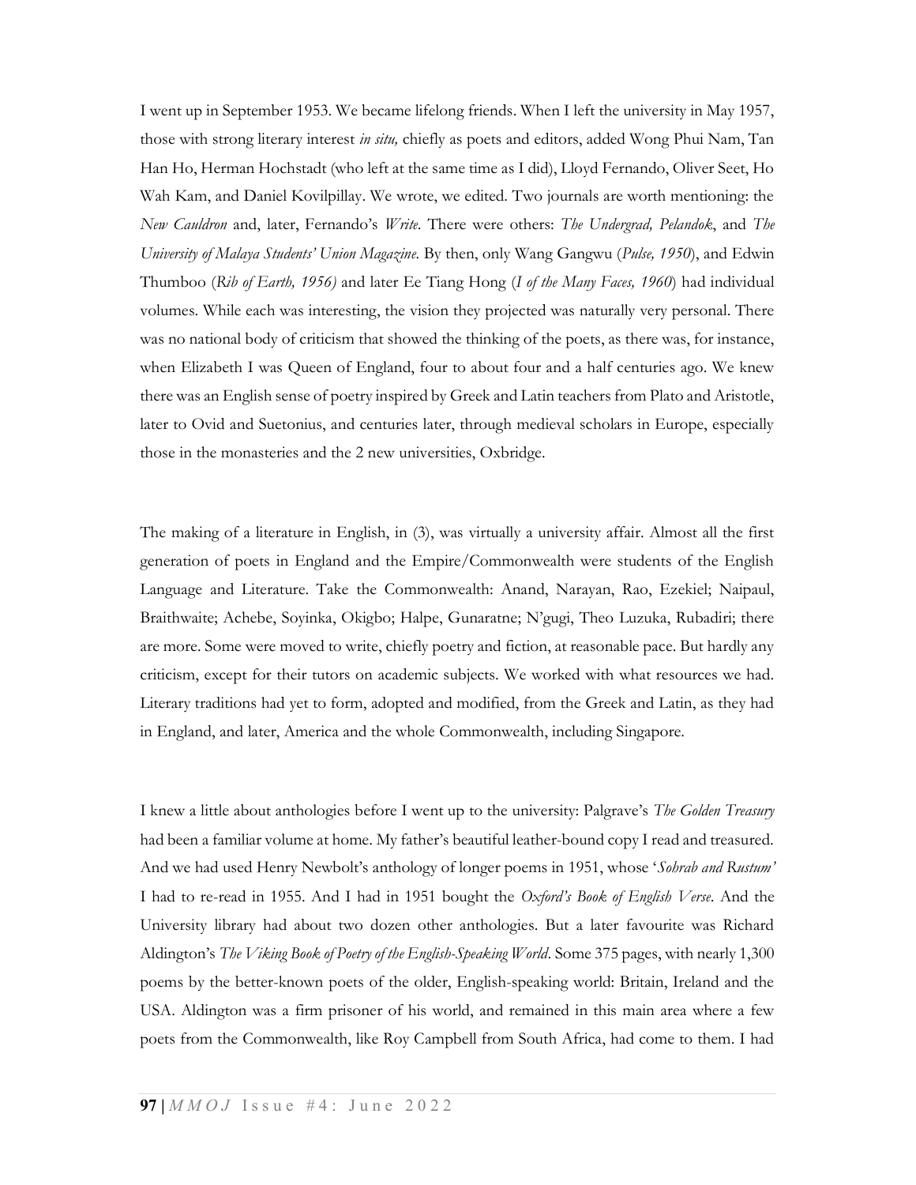I went up in September 1953. We became lifelong friends. When I left the university in May 1957, those with strong literary interest *in situ,* chiefly as poets and editors, added Wong Phui Nam, Tan Han Ho, Herman Hochstadt (who left at the same time as I did), Lloyd Fernando, Oliver Seet, Ho Wah Kam, and Daniel Kovilpillay. We wrote, we edited. Two journals are worth mentioning: the *New Cauldron* and, later, Fernando's *Write*. There were others: *The Undergrad, Pelandok*, and *The University of Malaya Students' Union Magazine*. By then, only Wang Gangwu (*Pulse, 1950*), and Edwin Thumboo (*Rib of Earth, 1956)* and later Ee Tiang Hong (*I of the Many Faces, 1960*) had individual volumes. While each was interesting, the vision they projected was naturally very personal. There was no national body of criticism that showed the thinking of the poets, as there was, for instance, when Elizabeth I was Queen of England, four to about four and a half centuries ago. We knew there was an English sense of poetry inspired by Greek and Latin teachers from Plato and Aristotle, later to Ovid and Suetonius, and centuries later, through medieval scholars in Europe, especially those in the monasteries and the 2 new universities, Oxbridge.

The making of a literature in English, in (3), was virtually a university affair. Almost all the first generation of poets in England and the Empire/Commonwealth were students of the English Language and Literature. Take the Commonwealth: Anand, Narayan, Rao, Ezekiel; Naipaul, Braithwaite; Achebe, Soyinka, Okigbo; Halpe, Gunaratne; N'gugi, Theo Luzuka, Rubadiri; there are more. Some were moved to write, chiefly poetry and fiction, at reasonable pace. But hardly any criticism, except for their tutors on academic subjects. We worked with what resources we had. Literary traditions had yet to form, adopted and modified, from the Greek and Latin, as they had in England, and later, America and the whole Commonwealth, including Singapore.

I knew a little about anthologies before I went up to the university: Palgrave's *The Golden Treasury* had been a familiar volume at home. My father's beautiful leather-bound copy I read and treasured. And we had used Henry Newbolt's anthology of longer poems in 1951, whose '*Sohrab and Rustum'* I had to re-read in 1955. And I had in 1951 bought the *Oxford's Book of English Verse*. And the University library had about two dozen other anthologies. But a later favourite was Richard Aldington's *The Viking Book of Poetry of the English-Speaking World*. Some 375 pages, with nearly 1,300 poems by the better-known poets of the older, English-speaking world: Britain, Ireland and the USA. Aldington was a firm prisoner of his world, and remained in this main area where a few poets from the Commonwealth, like Roy Campbell from South Africa, had come to them. I had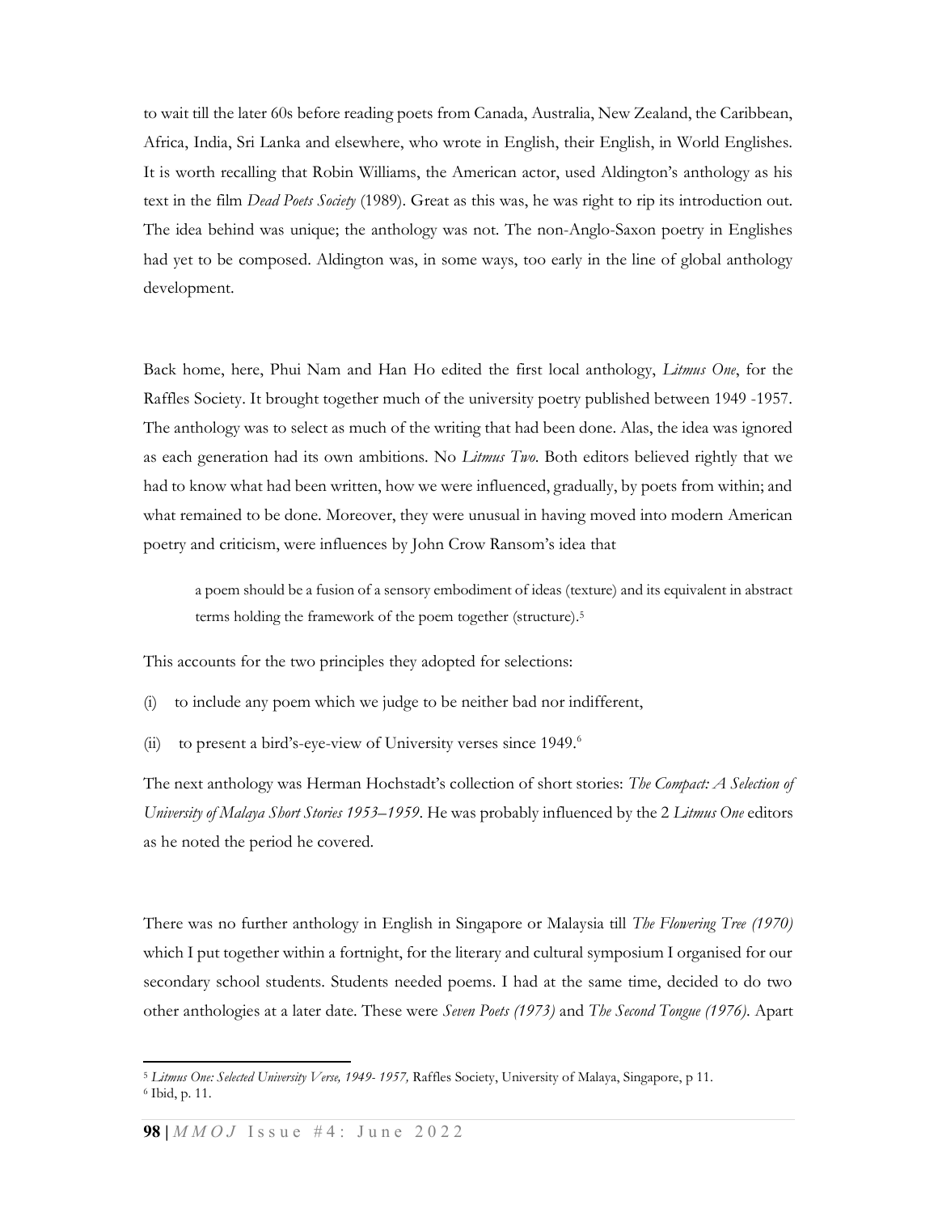to wait till the later 60s before reading poets from Canada, Australia, New Zealand, the Caribbean, Africa, India, Sri Lanka and elsewhere, who wrote in English, their English, in World Englishes. It is worth recalling that Robin Williams, the American actor, used Aldington's anthology as his text in the film *Dead Poets Society* (1989). Great as this was, he was right to rip its introduction out. The idea behind was unique; the anthology was not. The non-Anglo-Saxon poetry in Englishes had yet to be composed. Aldington was, in some ways, too early in the line of global anthology development.

Back home, here, Phui Nam and Han Ho edited the first local anthology, *Litmus One*, for the Raffles Society. It brought together much of the university poetry published between 1949 -1957. The anthology was to select as much of the writing that had been done. Alas, the idea was ignored as each generation had its own ambitions. No *Litmus Two.* Both editors believed rightly that we had to know what had been written, how we were influenced, gradually, by poets from within; and what remained to be done. Moreover, they were unusual in having moved into modern American poetry and criticism, were influences by John Crow Ransom's idea that

> a poem should be a fusion of a sensory embodiment of ideas (texture) and its equivalent in abstract terms holding the framework of the poem together (structure).[5]

This accounts for the two principles they adopted for selections:

(i) to include any poem which we judge to be neither bad nor indifferent,

(ii) to present a bird's-eye-view of University verses since 1949.[6]

The next anthology was Herman Hochstadt's collection of short stories: *The Compact: A Selection of University of Malaya Short Stories 1953–1959*. He was probably influenced by the 2 *Litmus One* editors as he noted the period he covered.

There was no further anthology in English in Singapore or Malaysia till *The Flowering Tree (1970)* which I put together within a fortnight, for the literary and cultural symposium I organised for our secondary school students. Students needed poems. I had at the same time, decided to do two other anthologies at a later date. These were *Seven Poets (1973)* and *The Second Tongue (1976)*. Apart

---

[5] *Litmus One: Selected University Verse, 1949- 1957,* Raffles Society, University of Malaya, Singapore, p 11.

[6] Ibid, p. 11.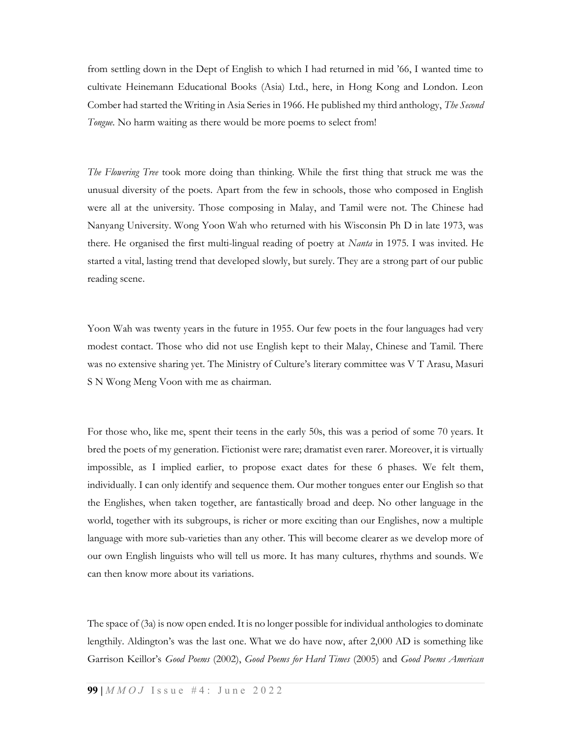from settling down in the Dept of English to which I had returned in mid '66, I wanted time to cultivate Heinemann Educational Books (Asia) Ltd., here, in Hong Kong and London. Leon Comber had started the Writing in Asia Series in 1966. He published my third anthology, *The Second Tongue*. No harm waiting as there would be more poems to select from!

*The Flowering Tree* took more doing than thinking. While the first thing that struck me was the unusual diversity of the poets. Apart from the few in schools, those who composed in English were all at the university. Those composing in Malay, and Tamil were not. The Chinese had Nanyang University. Wong Yoon Wah who returned with his Wisconsin Ph D in late 1973, was there. He organised the first multi-lingual reading of poetry at *Nanta* in 1975. I was invited. He started a vital, lasting trend that developed slowly, but surely. They are a strong part of our public reading scene.

Yoon Wah was twenty years in the future in 1955. Our few poets in the four languages had very modest contact. Those who did not use English kept to their Malay, Chinese and Tamil. There was no extensive sharing yet. The Ministry of Culture's literary committee was V T Arasu, Masuri S N Wong Meng Voon with me as chairman.

For those who, like me, spent their teens in the early 50s, this was a period of some 70 years. It bred the poets of my generation. Fictionist were rare; dramatist even rarer. Moreover, it is virtually impossible, as I implied earlier, to propose exact dates for these 6 phases. We felt them, individually. I can only identify and sequence them. Our mother tongues enter our English so that the Englishes, when taken together, are fantastically broad and deep. No other language in the world, together with its subgroups, is richer or more exciting than our Englishes, now a multiple language with more sub-varieties than any other. This will become clearer as we develop more of our own English linguists who will tell us more. It has many cultures, rhythms and sounds. We can then know more about its variations.

The space of (3a) is now open ended. It is no longer possible for individual anthologies to dominate lengthily. Aldington's was the last one. What we do have now, after 2,000 AD is something like Garrison Keillor's *Good Poems* (2002), *Good Poems for Hard Times* (2005) and *Good Poems American*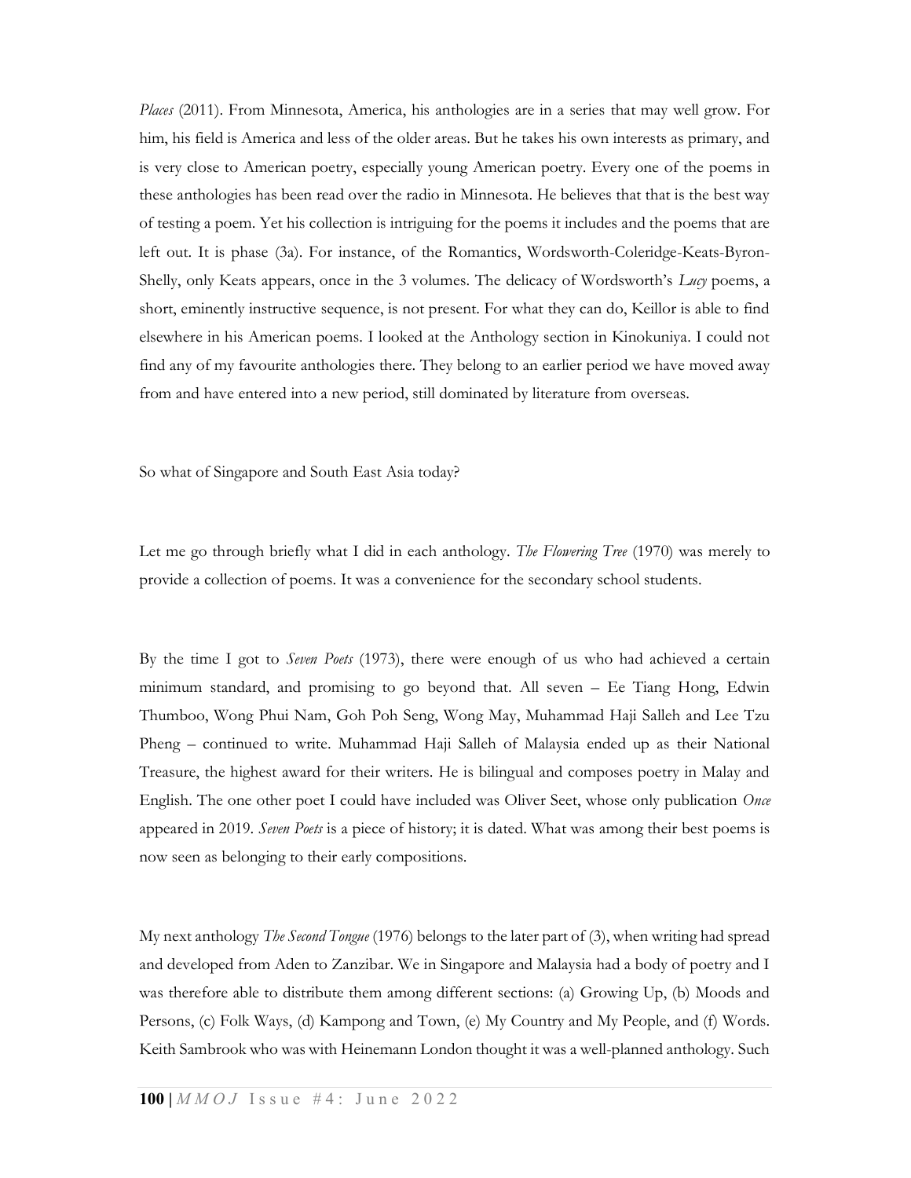*Places* (2011). From Minnesota, America, his anthologies are in a series that may well grow. For him, his field is America and less of the older areas. But he takes his own interests as primary, and is very close to American poetry, especially young American poetry. Every one of the poems in these anthologies has been read over the radio in Minnesota. He believes that that is the best way of testing a poem. Yet his collection is intriguing for the poems it includes and the poems that are left out. It is phase (3a). For instance, of the Romantics, Wordsworth-Coleridge-Keats-Byron-Shelly, only Keats appears, once in the 3 volumes. The delicacy of Wordsworth's *Lucy* poems, a short, eminently instructive sequence, is not present. For what they can do, Keillor is able to find elsewhere in his American poems. I looked at the Anthology section in Kinokuniya. I could not find any of my favourite anthologies there. They belong to an earlier period we have moved away from and have entered into a new period, still dominated by literature from overseas.

So what of Singapore and South East Asia today?

Let me go through briefly what I did in each anthology. *The Flowering Tree* (1970) was merely to provide a collection of poems. It was a convenience for the secondary school students.

By the time I got to *Seven Poets* (1973), there were enough of us who had achieved a certain minimum standard, and promising to go beyond that. All seven – Ee Tiang Hong, Edwin Thumboo, Wong Phui Nam, Goh Poh Seng, Wong May, Muhammad Haji Salleh and Lee Tzu Pheng – continued to write. Muhammad Haji Salleh of Malaysia ended up as their National Treasure, the highest award for their writers. He is bilingual and composes poetry in Malay and English. The one other poet I could have included was Oliver Seet, whose only publication *Once* appeared in 2019. *Seven Poets* is a piece of history; it is dated. What was among their best poems is now seen as belonging to their early compositions.

My next anthology *The Second Tongue* (1976) belongs to the later part of (3), when writing had spread and developed from Aden to Zanzibar. We in Singapore and Malaysia had a body of poetry and I was therefore able to distribute them among different sections: (a) Growing Up, (b) Moods and Persons, (c) Folk Ways, (d) Kampong and Town, (e) My Country and My People, and (f) Words. Keith Sambrook who was with Heinemann London thought it was a well-planned anthology. Such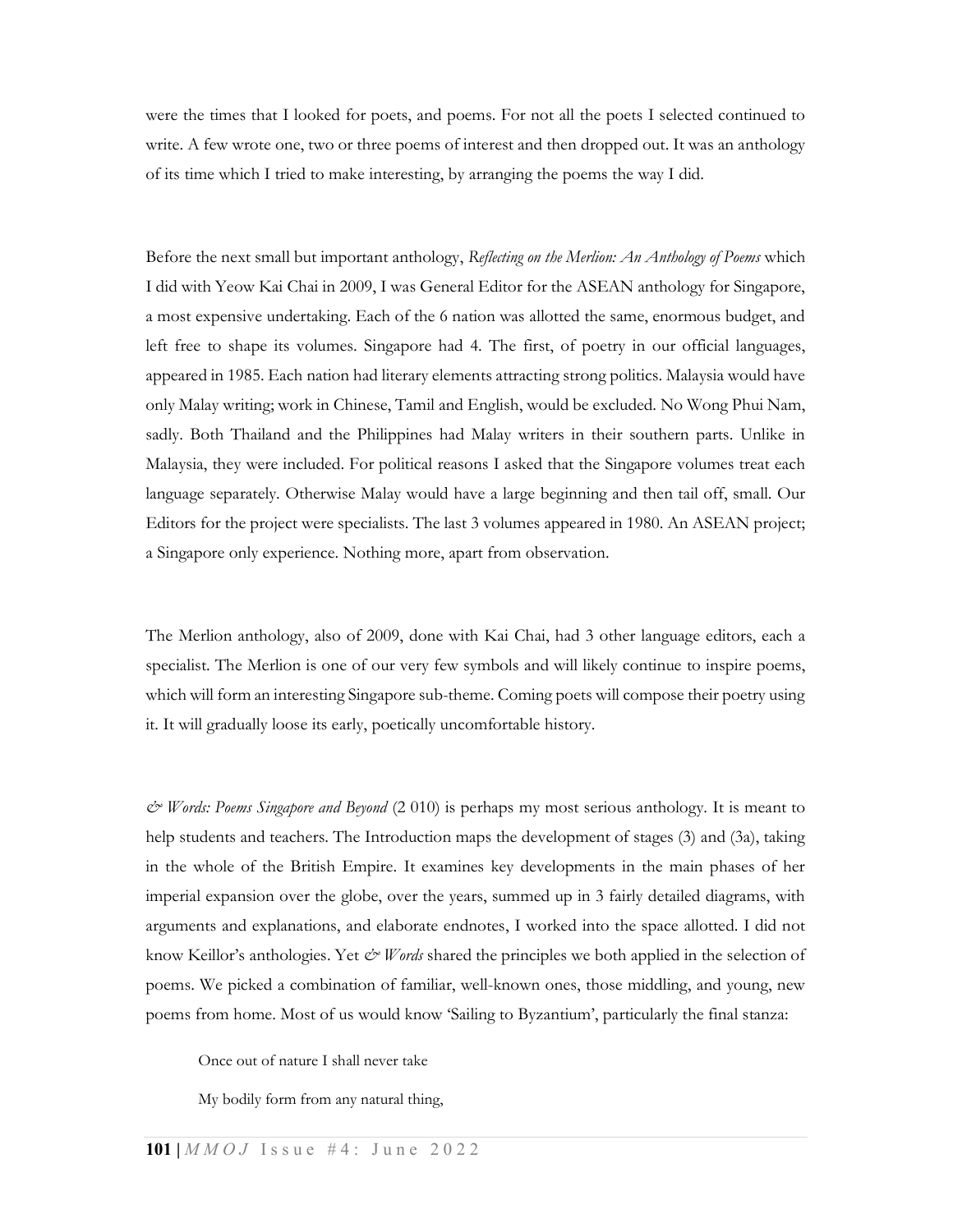were the times that I looked for poets, and poems. For not all the poets I selected continued to write. A few wrote one, two or three poems of interest and then dropped out. It was an anthology of its time which I tried to make interesting, by arranging the poems the way I did.

Before the next small but important anthology, *Reflecting on the Merlion: An Anthology of Poems* which I did with Yeow Kai Chai in 2009, I was General Editor for the ASEAN anthology for Singapore, a most expensive undertaking. Each of the 6 nation was allotted the same, enormous budget, and left free to shape its volumes. Singapore had 4. The first, of poetry in our official languages, appeared in 1985. Each nation had literary elements attracting strong politics. Malaysia would have only Malay writing; work in Chinese, Tamil and English, would be excluded. No Wong Phui Nam, sadly. Both Thailand and the Philippines had Malay writers in their southern parts. Unlike in Malaysia, they were included. For political reasons I asked that the Singapore volumes treat each language separately. Otherwise Malay would have a large beginning and then tail off, small. Our Editors for the project were specialists. The last 3 volumes appeared in 1980. An ASEAN project; a Singapore only experience. Nothing more, apart from observation.

The Merlion anthology, also of 2009, done with Kai Chai, had 3 other language editors, each a specialist. The Merlion is one of our very few symbols and will likely continue to inspire poems, which will form an interesting Singapore sub-theme. Coming poets will compose their poetry using it. It will gradually loose its early, poetically uncomfortable history.

*& Words: Poems Singapore and Beyond* (2 010) is perhaps my most serious anthology. It is meant to help students and teachers. The Introduction maps the development of stages (3) and (3a), taking in the whole of the British Empire. It examines key developments in the main phases of her imperial expansion over the globe, over the years, summed up in 3 fairly detailed diagrams, with arguments and explanations, and elaborate endnotes, I worked into the space allotted. I did not know Keillor's anthologies. Yet *& Words* shared the principles we both applied in the selection of poems. We picked a combination of familiar, well-known ones, those middling, and young, new poems from home. Most of us would know 'Sailing to Byzantium', particularly the final stanza:

> Once out of nature I shall never take
>
> My bodily form from any natural thing,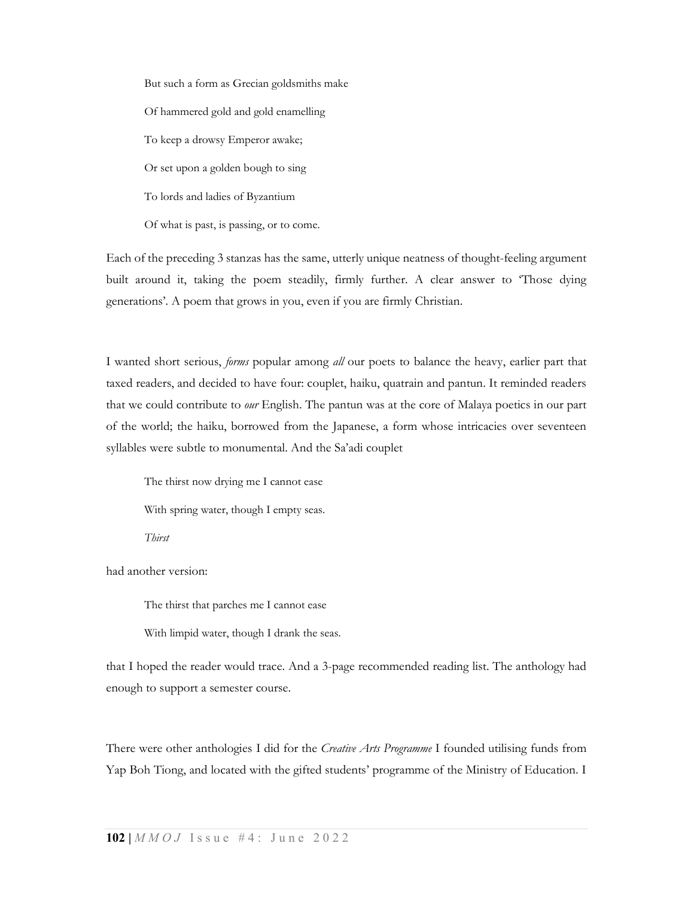> But such a form as Grecian goldsmiths make
>
> Of hammered gold and gold enamelling
>
> To keep a drowsy Emperor awake;
>
> Or set upon a golden bough to sing
>
> To lords and ladies of Byzantium
>
> Of what is past, is passing, or to come.

Each of the preceding 3 stanzas has the same, utterly unique neatness of thought-feeling argument built around it, taking the poem steadily, firmly further. A clear answer to 'Those dying generations'. A poem that grows in you, even if you are firmly Christian.

I wanted short serious, *forms* popular among *all* our poets to balance the heavy, earlier part that taxed readers, and decided to have four: couplet, haiku, quatrain and pantun. It reminded readers that we could contribute to *our* English. The pantun was at the core of Malaya poetics in our part of the world; the haiku, borrowed from the Japanese, a form whose intricacies over seventeen syllables were subtle to monumental. And the Sa'adi couplet

> The thirst now drying me I cannot ease
>
> With spring water, though I empty seas.
>
> *Thirst*

had another version:

> The thirst that parches me I cannot ease
>
> With limpid water, though I drank the seas.

that I hoped the reader would trace. And a 3-page recommended reading list. The anthology had enough to support a semester course.

There were other anthologies I did for the *Creative Arts Programme* I founded utilising funds from Yap Boh Tiong, and located with the gifted students' programme of the Ministry of Education. I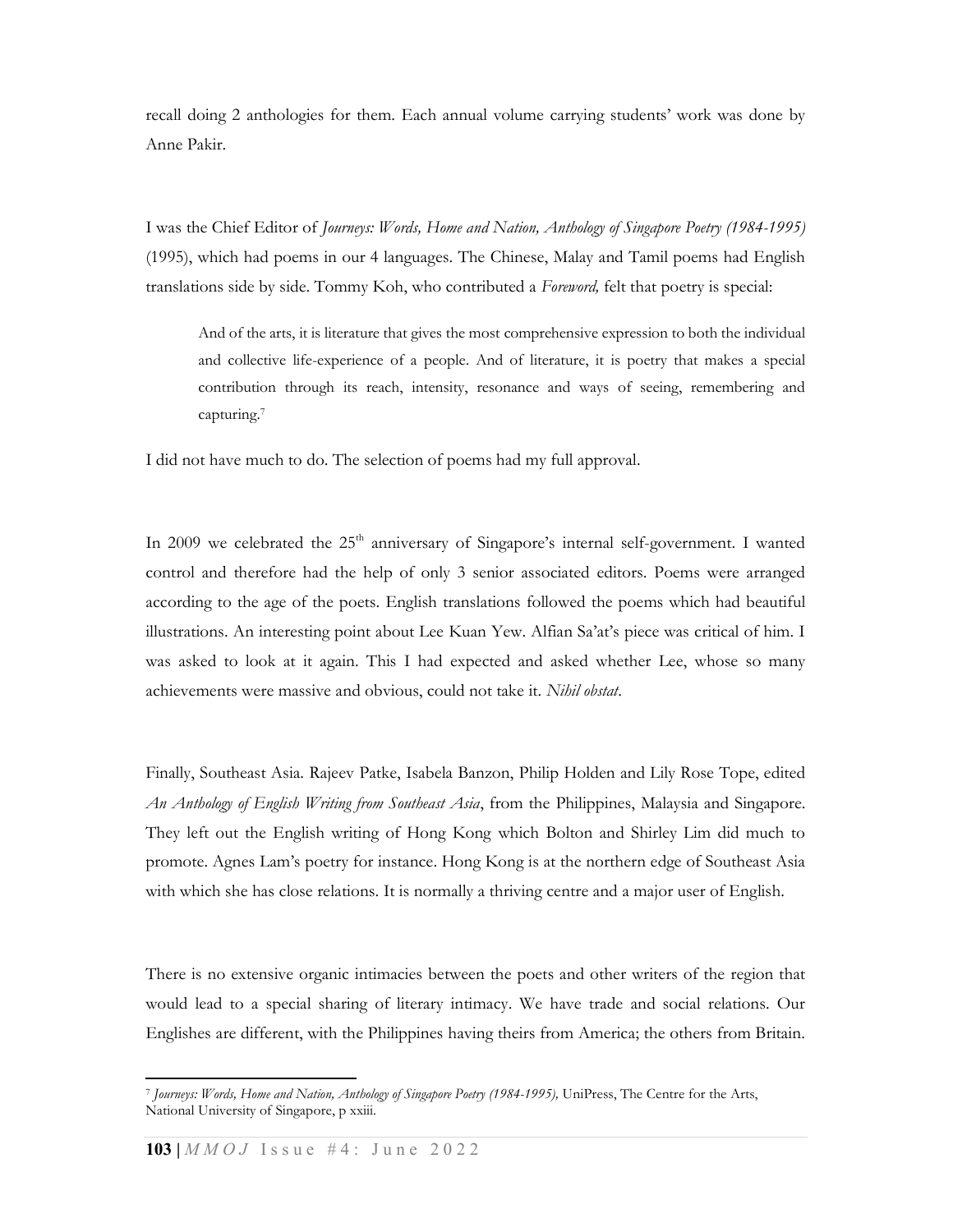recall doing 2 anthologies for them. Each annual volume carrying students' work was done by Anne Pakir.

I was the Chief Editor of *Journeys: Words, Home and Nation, Anthology of Singapore Poetry (1984-1995)* (1995), which had poems in our 4 languages. The Chinese, Malay and Tamil poems had English translations side by side. Tommy Koh, who contributed a *Foreword,* felt that poetry is special:

> And of the arts, it is literature that gives the most comprehensive expression to both the individual and collective life-experience of a people. And of literature, it is poetry that makes a special contribution through its reach, intensity, resonance and ways of seeing, remembering and capturing.[7]

I did not have much to do. The selection of poems had my full approval.

In 2009 we celebrated the 25th anniversary of Singapore's internal self-government. I wanted control and therefore had the help of only 3 senior associated editors. Poems were arranged according to the age of the poets. English translations followed the poems which had beautiful illustrations. An interesting point about Lee Kuan Yew. Alfian Sa'at's piece was critical of him. I was asked to look at it again. This I had expected and asked whether Lee, whose so many achievements were massive and obvious, could not take it. *Nihil obstat*.

Finally, Southeast Asia. Rajeev Patke, Isabela Banzon, Philip Holden and Lily Rose Tope, edited *An Anthology of English Writing from Southeast Asia*, from the Philippines, Malaysia and Singapore. They left out the English writing of Hong Kong which Bolton and Shirley Lim did much to promote. Agnes Lam's poetry for instance. Hong Kong is at the northern edge of Southeast Asia with which she has close relations. It is normally a thriving centre and a major user of English.

There is no extensive organic intimacies between the poets and other writers of the region that would lead to a special sharing of literary intimacy. We have trade and social relations. Our Englishes are different, with the Philippines having theirs from America; the others from Britain.

---

[7] *Journeys: Words, Home and Nation, Anthology of Singapore Poetry (1984-1995),* UniPress, The Centre for the Arts, National University of Singapore, p xxiii.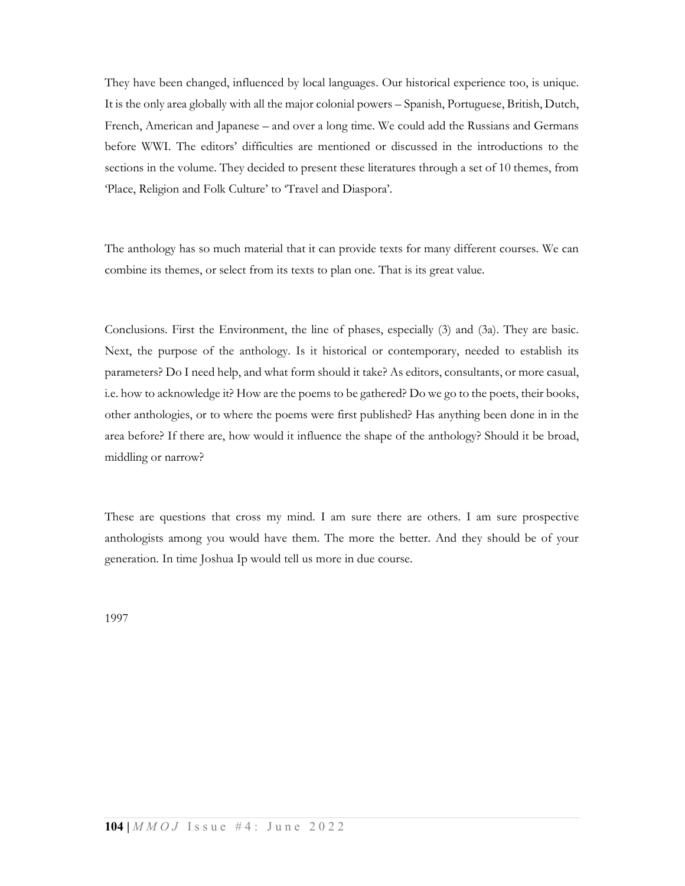They have been changed, influenced by local languages. Our historical experience too, is unique. It is the only area globally with all the major colonial powers – Spanish, Portuguese, British, Dutch, French, American and Japanese – and over a long time. We could add the Russians and Germans before WWI. The editors' difficulties are mentioned or discussed in the introductions to the sections in the volume. They decided to present these literatures through a set of 10 themes, from 'Place, Religion and Folk Culture' to 'Travel and Diaspora'.

The anthology has so much material that it can provide texts for many different courses. We can combine its themes, or select from its texts to plan one. That is its great value.

Conclusions. First the Environment, the line of phases, especially (3) and (3a). They are basic. Next, the purpose of the anthology. Is it historical or contemporary, needed to establish its parameters? Do I need help, and what form should it take? As editors, consultants, or more casual, i.e. how to acknowledge it? How are the poems to be gathered? Do we go to the poets, their books, other anthologies, or to where the poems were first published? Has anything been done in in the area before? If there are, how would it influence the shape of the anthology? Should it be broad, middling or narrow?

These are questions that cross my mind. I am sure there are others. I am sure prospective anthologists among you would have them. The more the better. And they should be of your generation. In time Joshua Ip would tell us more in due course.

1997